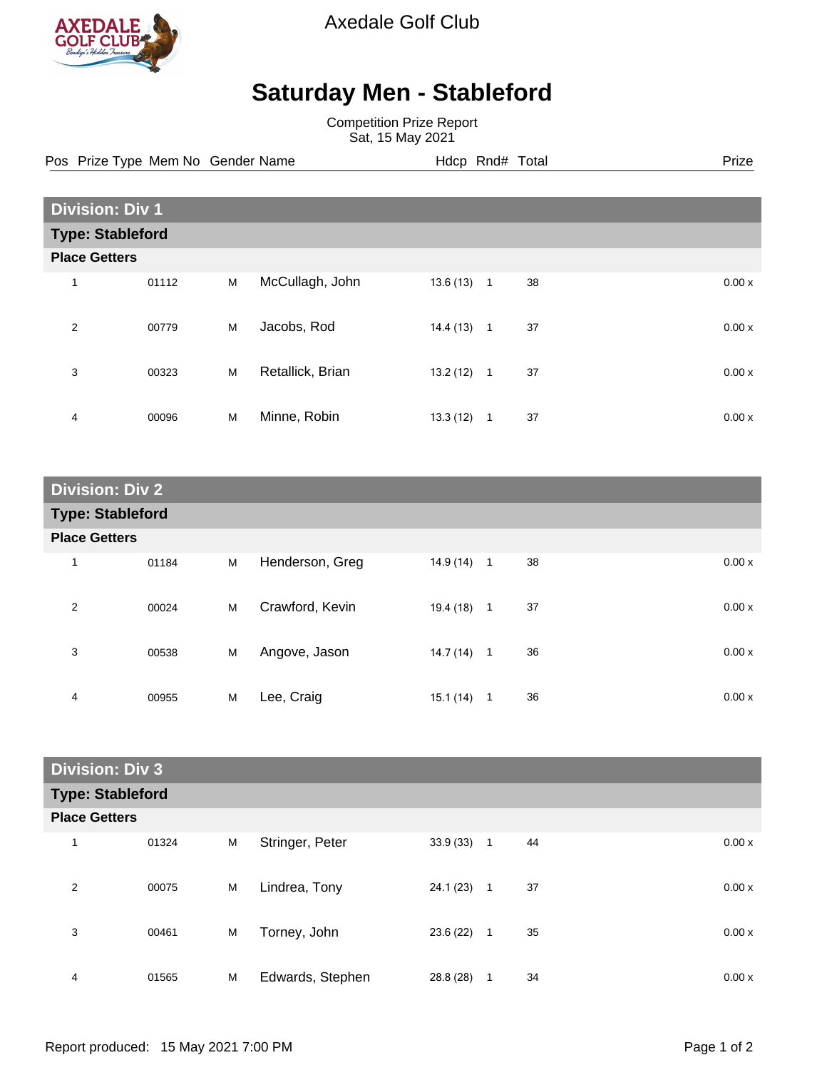Axedale Golf Club

# Saturday Men - Stableford

Competition Prize Report
Sat, 15 May 2021

## Division: Div 1

### Type: Stableford

**Place Getters**

| Pos | Prize Type | Mem No | Gender | Name | Hdcp | Rnd# | Total | Prize |
|---|---|---|---|---|---|---|---|---|
| 1 | | 01112 | M | McCullagh, John | 13.6 (13) | 1 | 38 | 0.00 x |
| 2 | | 00779 | M | Jacobs, Rod | 14.4 (13) | 1 | 37 | 0.00 x |
| 3 | | 00323 | M | Retallick, Brian | 13.2 (12) | 1 | 37 | 0.00 x |
| 4 | | 00096 | M | Minne, Robin | 13.3 (12) | 1 | 37 | 0.00 x |

## Division: Div 2

### Type: Stableford

**Place Getters**

| Pos | Prize Type | Mem No | Gender | Name | Hdcp | Rnd# | Total | Prize |
|---|---|---|---|---|---|---|---|---|
| 1 | | 01184 | M | Henderson, Greg | 14.9 (14) | 1 | 38 | 0.00 x |
| 2 | | 00024 | M | Crawford, Kevin | 19.4 (18) | 1 | 37 | 0.00 x |
| 3 | | 00538 | M | Angove, Jason | 14.7 (14) | 1 | 36 | 0.00 x |
| 4 | | 00955 | M | Lee, Craig | 15.1 (14) | 1 | 36 | 0.00 x |

## Division: Div 3

### Type: Stableford

**Place Getters**

| Pos | Prize Type | Mem No | Gender | Name | Hdcp | Rnd# | Total | Prize |
|---|---|---|---|---|---|---|---|---|
| 1 | | 01324 | M | Stringer, Peter | 33.9 (33) | 1 | 44 | 0.00 x |
| 2 | | 00075 | M | Lindrea, Tony | 24.1 (23) | 1 | 37 | 0.00 x |
| 3 | | 00461 | M | Torney, John | 23.6 (22) | 1 | 35 | 0.00 x |
| 4 | | 01565 | M | Edwards, Stephen | 28.8 (28) | 1 | 34 | 0.00 x |

Report produced: 15 May 2021 7:00 PM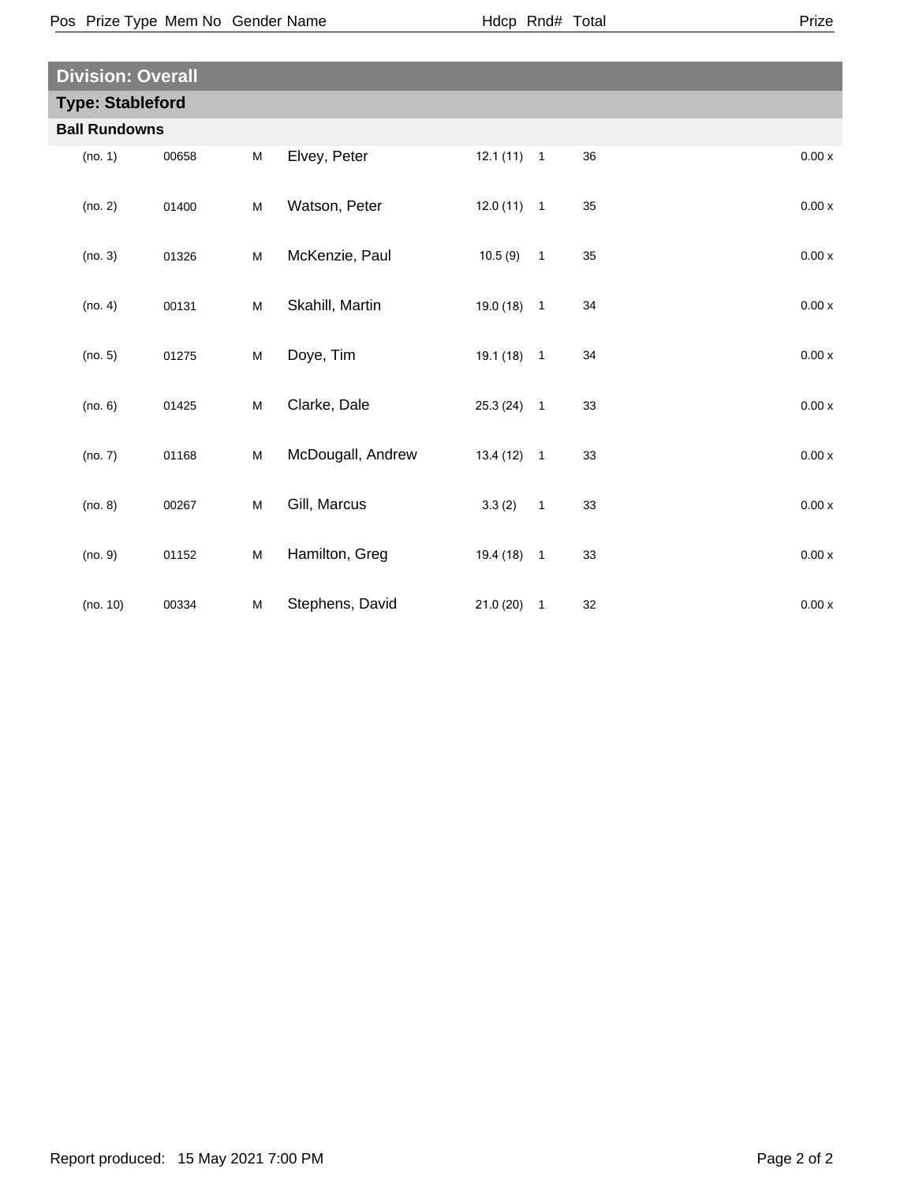| Pos | Prize Type | Mem No | Gender | Name | Hdcp | Rnd# | Total | Prize |
|---|---|---|---|---|---|---|---|---|

## Division: Overall

### Type: Stableford

**Ball Rundowns**

| Pos | Prize Type | Mem No | Gender | Name | Hdcp | Rnd# | Total | Prize |
|---|---|---|---|---|---|---|---|---|
| (no. 1) | | 00658 | M | Elvey, Peter | 12.1 (11) | 1 | 36 | 0.00 x |
| (no. 2) | | 01400 | M | Watson, Peter | 12.0 (11) | 1 | 35 | 0.00 x |
| (no. 3) | | 01326 | M | McKenzie, Paul | 10.5 (9) | 1 | 35 | 0.00 x |
| (no. 4) | | 00131 | M | Skahill, Martin | 19.0 (18) | 1 | 34 | 0.00 x |
| (no. 5) | | 01275 | M | Doye, Tim | 19.1 (18) | 1 | 34 | 0.00 x |
| (no. 6) | | 01425 | M | Clarke, Dale | 25.3 (24) | 1 | 33 | 0.00 x |
| (no. 7) | | 01168 | M | McDougall, Andrew | 13.4 (12) | 1 | 33 | 0.00 x |
| (no. 8) | | 00267 | M | Gill, Marcus | 3.3 (2) | 1 | 33 | 0.00 x |
| (no. 9) | | 01152 | M | Hamilton, Greg | 19.4 (18) | 1 | 33 | 0.00 x |
| (no. 10) | | 00334 | M | Stephens, David | 21.0 (20) | 1 | 32 | 0.00 x |

Report produced: 15 May 2021 7:00 PM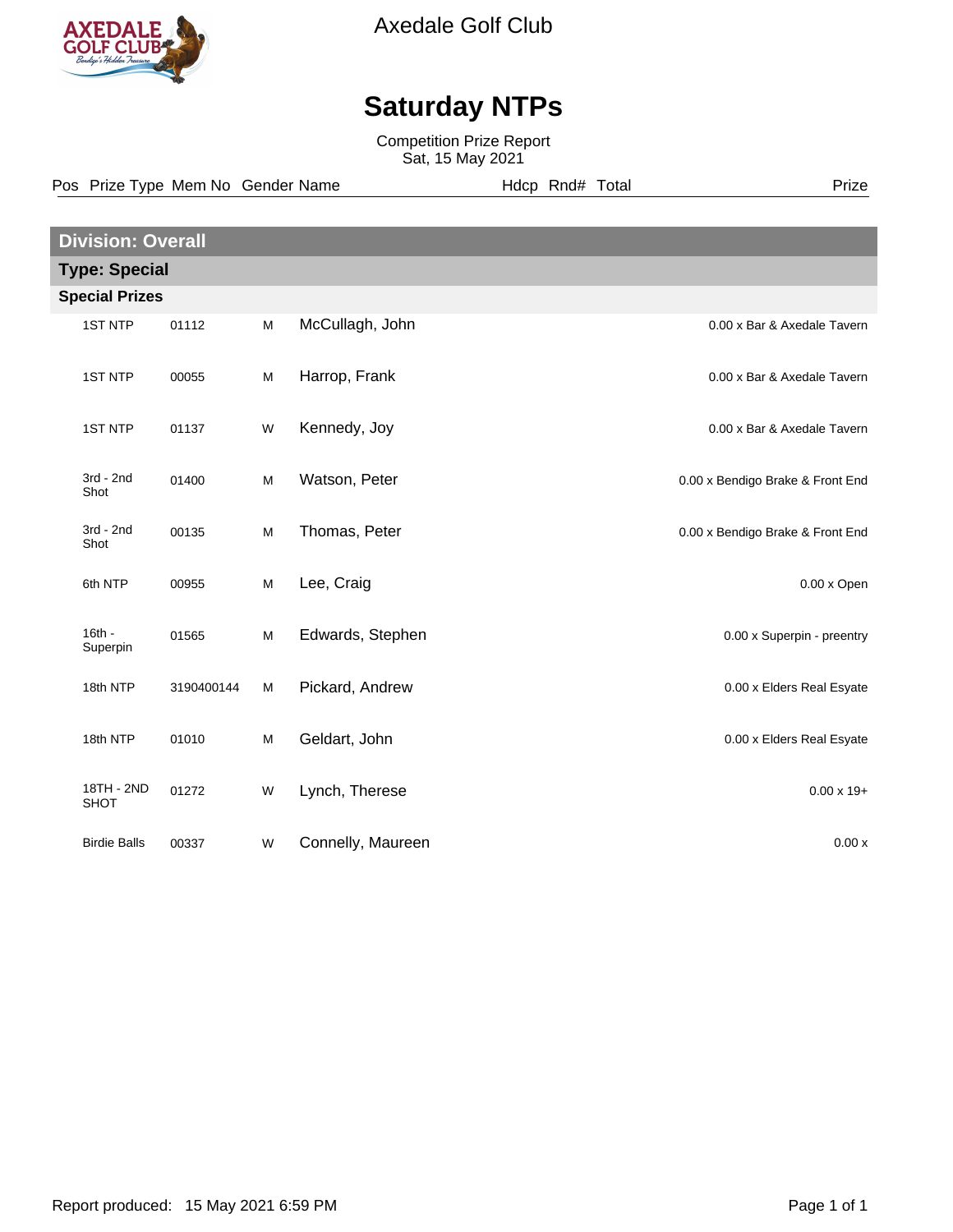Axedale Golf Club

# Saturday NTPs

Competition Prize Report
Sat, 15 May 2021

| Pos | Prize Type | Mem No | Gender | Name | Hdcp | Rnd# | Total | Prize |
|---|---|---|---|---|---|---|---|---|

## Division: Overall

### Type: Special

#### Special Prizes

| Pos | Prize Type | Mem No | Gender | Name | Hdcp | Rnd# | Total | Prize |
|---|---|---|---|---|---|---|---|---|
| | 1ST NTP | 01112 | M | McCullagh, John | | | | 0.00 x Bar & Axedale Tavern |
| | 1ST NTP | 00055 | M | Harrop, Frank | | | | 0.00 x Bar & Axedale Tavern |
| | 1ST NTP | 01137 | W | Kennedy, Joy | | | | 0.00 x Bar & Axedale Tavern |
| | 3rd - 2nd Shot | 01400 | M | Watson, Peter | | | | 0.00 x Bendigo Brake & Front End |
| | 3rd - 2nd Shot | 00135 | M | Thomas, Peter | | | | 0.00 x Bendigo Brake & Front End |
| | 6th NTP | 00955 | M | Lee, Craig | | | | 0.00 x Open |
| | 16th - Superpin | 01565 | M | Edwards, Stephen | | | | 0.00 x Superpin - preentry |
| | 18th NTP | 3190400144 | M | Pickard, Andrew | | | | 0.00 x Elders Real Esyate |
| | 18th NTP | 01010 | M | Geldart, John | | | | 0.00 x Elders Real Esyate |
| | 18TH - 2ND SHOT | 01272 | W | Lynch, Therese | | | | 0.00 x 19+ |
| | Birdie Balls | 00337 | W | Connelly, Maureen | | | | 0.00 x |

Report produced: 15 May 2021 6:59 PM